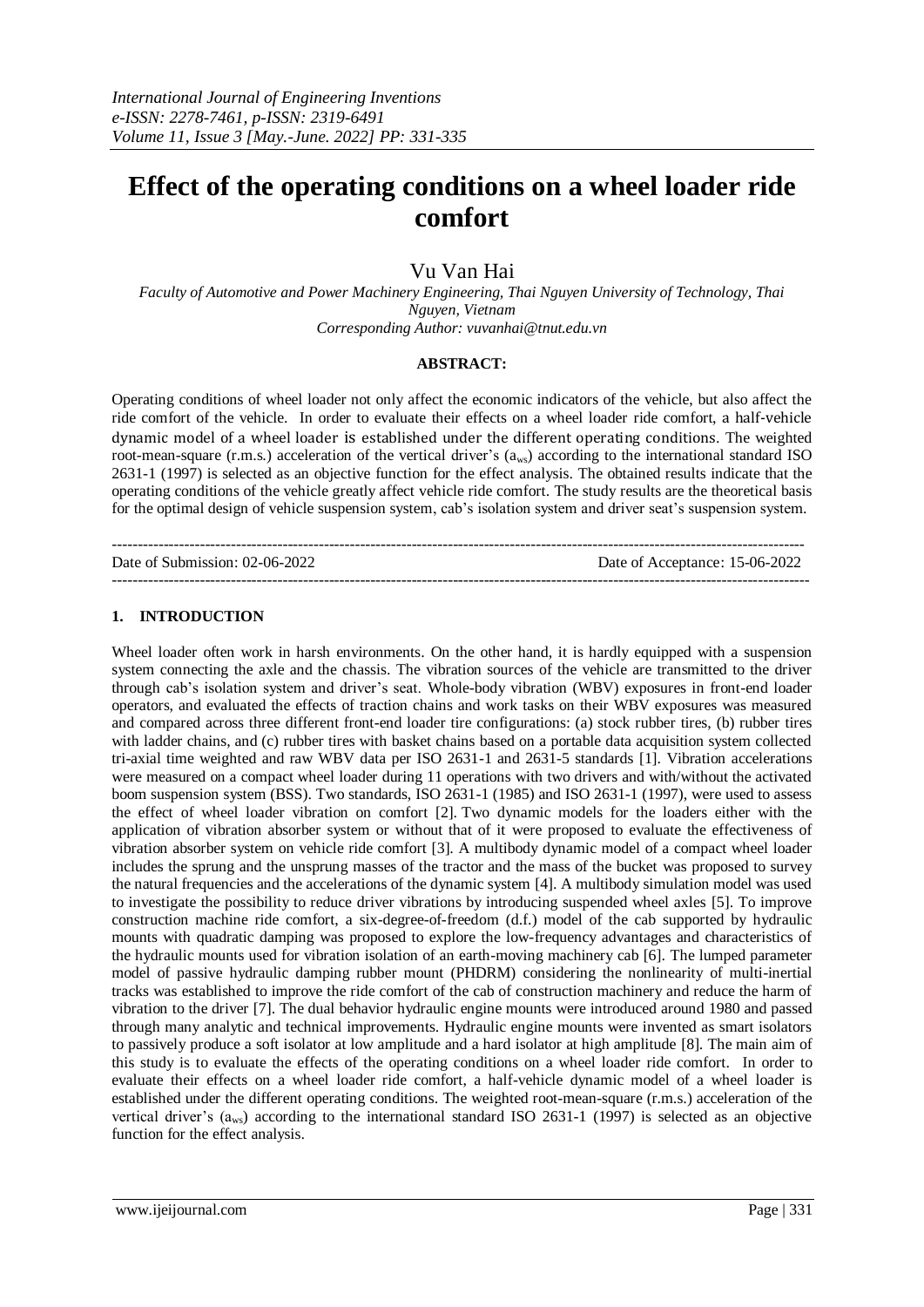# Effect of the operating conditions on a wheel loader ride comfort

Vu Van Hai

*Faculty of Automotive and Power Machinery Engineering, Thai Nguyen University of Technology, Thai Nguyen, Vietnam*
*Corresponding Author: vuvanhai@tnut.edu.vn*

**ABSTRACT:**

Operating conditions of wheel loader not only affect the economic indicators of the vehicle, but also affect the ride comfort of the vehicle. In order to evaluate their effects on a wheel loader ride comfort, a half-vehicle dynamic model of a wheel loader is established under the different operating conditions. The weighted root-mean-square (r.m.s.) acceleration of the vertical driver's ($a_{ws}$) according to the international standard ISO 2631-1 (1997) is selected as an objective function for the effect analysis. The obtained results indicate that the operating conditions of the vehicle greatly affect vehicle ride comfort. The study results are the theoretical basis for the optimal design of vehicle suspension system, cab's isolation system and driver seat's suspension system.

Date of Submission: 02-06-2022 Date of Acceptance: 15-06-2022

## 1. INTRODUCTION

Wheel loader often work in harsh environments. On the other hand, it is hardly equipped with a suspension system connecting the axle and the chassis. The vibration sources of the vehicle are transmitted to the driver through cab's isolation system and driver's seat. Whole-body vibration (WBV) exposures in front-end loader operators, and evaluated the effects of traction chains and work tasks on their WBV exposures was measured and compared across three different front-end loader tire configurations: (a) stock rubber tires, (b) rubber tires with ladder chains, and (c) rubber tires with basket chains based on a portable data acquisition system collected tri-axial time weighted and raw WBV data per ISO 2631-1 and 2631-5 standards [1]. Vibration accelerations were measured on a compact wheel loader during 11 operations with two drivers and with/without the activated boom suspension system (BSS). Two standards, ISO 2631-1 (1985) and ISO 2631-1 (1997), were used to assess the effect of wheel loader vibration on comfort [2]. Two dynamic models for the loaders either with the application of vibration absorber system or without that of it were proposed to evaluate the effectiveness of vibration absorber system on vehicle ride comfort [3]. A multibody dynamic model of a compact wheel loader includes the sprung and the unsprung masses of the tractor and the mass of the bucket was proposed to survey the natural frequencies and the accelerations of the dynamic system [4]. A multibody simulation model was used to investigate the possibility to reduce driver vibrations by introducing suspended wheel axles [5]. To improve construction machine ride comfort, a six-degree-of-freedom (d.f.) model of the cab supported by hydraulic mounts with quadratic damping was proposed to explore the low-frequency advantages and characteristics of the hydraulic mounts used for vibration isolation of an earth-moving machinery cab [6]. The lumped parameter model of passive hydraulic damping rubber mount (PHDRM) considering the nonlinearity of multi-inertial tracks was established to improve the ride comfort of the cab of construction machinery and reduce the harm of vibration to the driver [7]. The dual behavior hydraulic engine mounts were introduced around 1980 and passed through many analytic and technical improvements. Hydraulic engine mounts were invented as smart isolators to passively produce a soft isolator at low amplitude and a hard isolator at high amplitude [8]. The main aim of this study is to evaluate the effects of the operating conditions on a wheel loader ride comfort. In order to evaluate their effects on a wheel loader ride comfort, a half-vehicle dynamic model of a wheel loader is established under the different operating conditions. The weighted root-mean-square (r.m.s.) acceleration of the vertical driver's ($a_{ws}$) according to the international standard ISO 2631-1 (1997) is selected as an objective function for the effect analysis.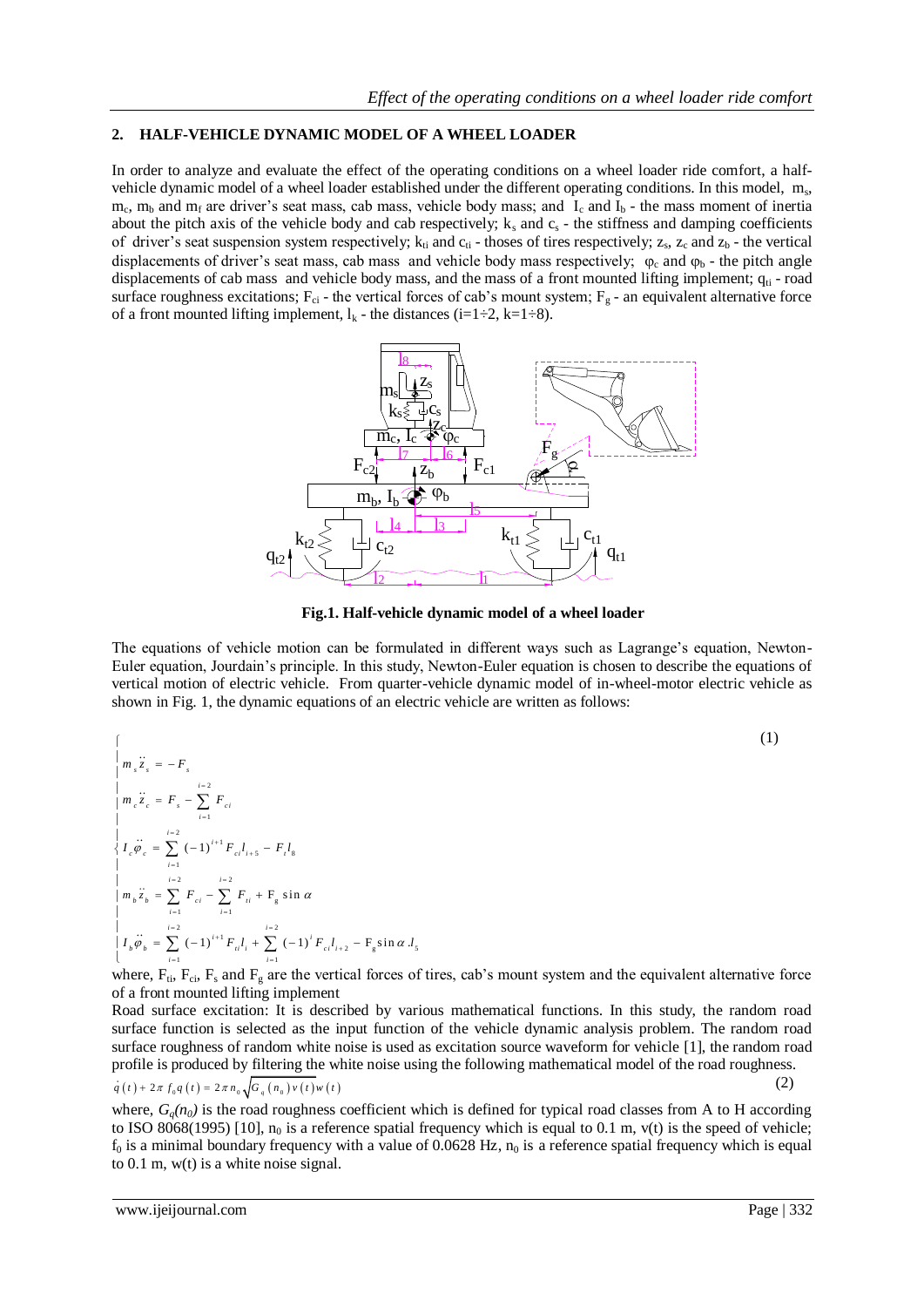## 2. HALF-VEHICLE DYNAMIC MODEL OF A WHEEL LOADER

In order to analyze and evaluate the effect of the operating conditions on a wheel loader ride comfort, a half-vehicle dynamic model of a wheel loader established under the different operating conditions. In this model, $m_s$, $m_c$, $m_b$ and $m_f$ are driver's seat mass, cab mass, vehicle body mass; and $I_c$ and $I_b$ - the mass moment of inertia about the pitch axis of the vehicle body and cab respectively; $k_s$ and $c_s$ - the stiffness and damping coefficients of driver's seat suspension system respectively; $k_{ti}$ and $c_{ti}$ - thoses of tires respectively; $z_s$, $z_c$ and $z_b$ - the vertical displacements of driver's seat mass, cab mass and vehicle body mass respectively; $\varphi_c$ and $\varphi_b$ - the pitch angle displacements of cab mass and vehicle body mass, and the mass of a front mounted lifting implement; $q_{ti}$ - road surface roughness excitations; $F_{ci}$ - the vertical forces of cab's mount system; $F_g$ - an equivalent alternative force of a front mounted lifting implement, $l_k$ - the distances ($i=1\div2$, $k=1\div8$).

**Fig.1. Half-vehicle dynamic model of a wheel loader**

The equations of vehicle motion can be formulated in different ways such as Lagrange's equation, Newton-Euler equation, Jourdain's principle. In this study, Newton-Euler equation is chosen to describe the equations of vertical motion of electric vehicle. From quarter-vehicle dynamic model of in-wheel-motor electric vehicle as shown in Fig. 1, the dynamic equations of an electric vehicle are written as follows:

$$
\begin{cases}
m_s \ddot{z}_s = -F_s \\
m_c \ddot{z}_c = F_s - \sum_{i=1}^{i=2} F_{ci} \\
I_c \ddot{\varphi}_c = \sum_{i=1}^{i=2} (-1)^{i+1} F_{ci} l_{i+5} - F_s l_8 \\
m_b \ddot{z}_b = \sum_{i=1}^{i=2} F_{ci} - \sum_{i=1}^{i=2} F_{ti} + F_g \sin\alpha \\
I_b \ddot{\varphi}_b = \sum_{i=1}^{i=2} (-1)^{i+1} F_{ti} l_i + \sum_{i=1}^{i=2} (-1)^{i} F_{ci} l_{i+2} - F_g \sin\alpha . l_5
\end{cases}
\tag{1}
$$

where, $F_{ti}$, $F_{ci}$, $F_s$ and $F_g$ are the vertical forces of tires, cab's mount system and the equivalent alternative force of a front mounted lifting implement

Road surface excitation: It is described by various mathematical functions. In this study, the random road surface function is selected as the input function of the vehicle dynamic analysis problem. The random road surface roughness of random white noise is used as excitation source waveform for vehicle [1], the random road profile is produced by filtering the white noise using the following mathematical model of the road roughness.

$$
\dot{q}(t) + 2\pi f_0 q(t) = 2\pi n_0 \sqrt{G_q(n_0) v(t)} w(t) \tag{2}
$$

where, $G_q(n_0)$ is the road roughness coefficient which is defined for typical road classes from A to H according to ISO 8068(1995) [10], $n_0$ is a reference spatial frequency which is equal to 0.1 m, $v(t)$ is the speed of vehicle; $f_0$ is a minimal boundary frequency with a value of 0.0628 Hz, $n_0$ is a reference spatial frequency which is equal to 0.1 m, $w(t)$ is a white noise signal.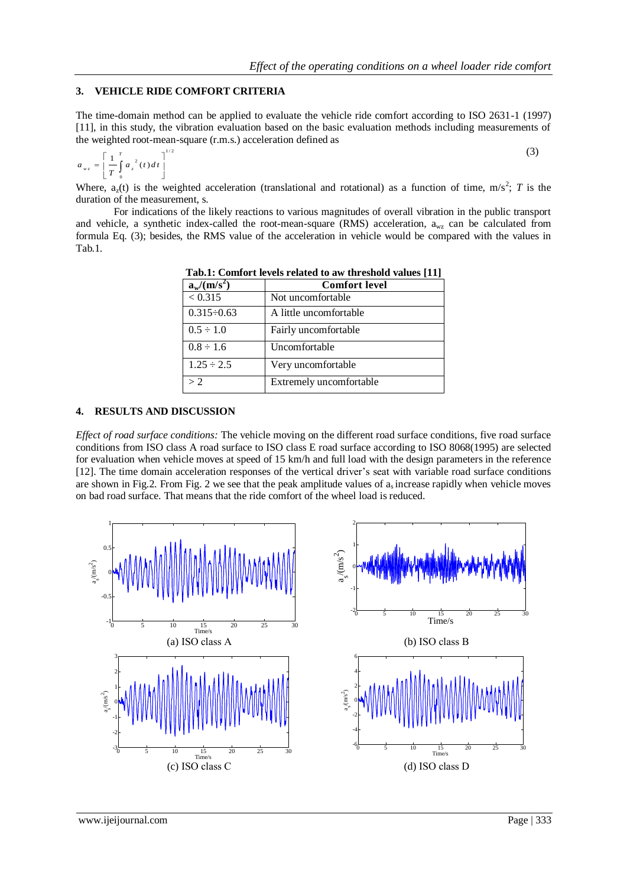## 3. VEHICLE RIDE COMFORT CRITERIA

The time-domain method can be applied to evaluate the vehicle ride comfort according to ISO 2631-1 (1997) [11], in this study, the vibration evaluation based on the basic evaluation methods including measurements of the weighted root-mean-square (r.m.s.) acceleration defined as

$$a_{wz} = \left[ \frac{1}{T} \int_0^T a_z^2(t) dt \right]^{1/2} \tag{3}$$

Where, $a_z(t)$ is the weighted acceleration (translational and rotational) as a function of time, m/s$^2$; $T$ is the duration of the measurement, s.

For indications of the likely reactions to various magnitudes of overall vibration in the public transport and vehicle, a synthetic index-called the root-mean-square (RMS) acceleration, $a_{wz}$ can be calculated from formula Eq. (3); besides, the RMS value of the acceleration in vehicle would be compared with the values in Tab.1.

**Tab.1: Comfort levels related to aw threshold values [11]**

| $a_w$/(m/s$^2$) | Comfort level |
|---|---|
| < 0.315 | Not uncomfortable |
| 0.315÷0.63 | A little uncomfortable |
| 0.5 ÷ 1.0 | Fairly uncomfortable |
| 0.8 ÷ 1.6 | Uncomfortable |
| 1.25 ÷ 2.5 | Very uncomfortable |
| > 2 | Extremely uncomfortable |

## 4. RESULTS AND DISCUSSION

*Effect of road surface conditions:* The vehicle moving on the different road surface conditions, five road surface conditions from ISO class A road surface to ISO class E road surface according to ISO 8068(1995) are selected for evaluation when vehicle moves at speed of 15 km/h and full load with the design parameters in the reference [12]. The time domain acceleration responses of the vertical driver's seat with variable road surface conditions are shown in Fig.2. From Fig. 2 we see that the peak amplitude values of $a_s$ increase rapidly when vehicle moves on bad road surface. That means that the ride comfort of the wheel load is reduced.

(a) ISO class A

(b) ISO class B

(c) ISO class C

(d) ISO class D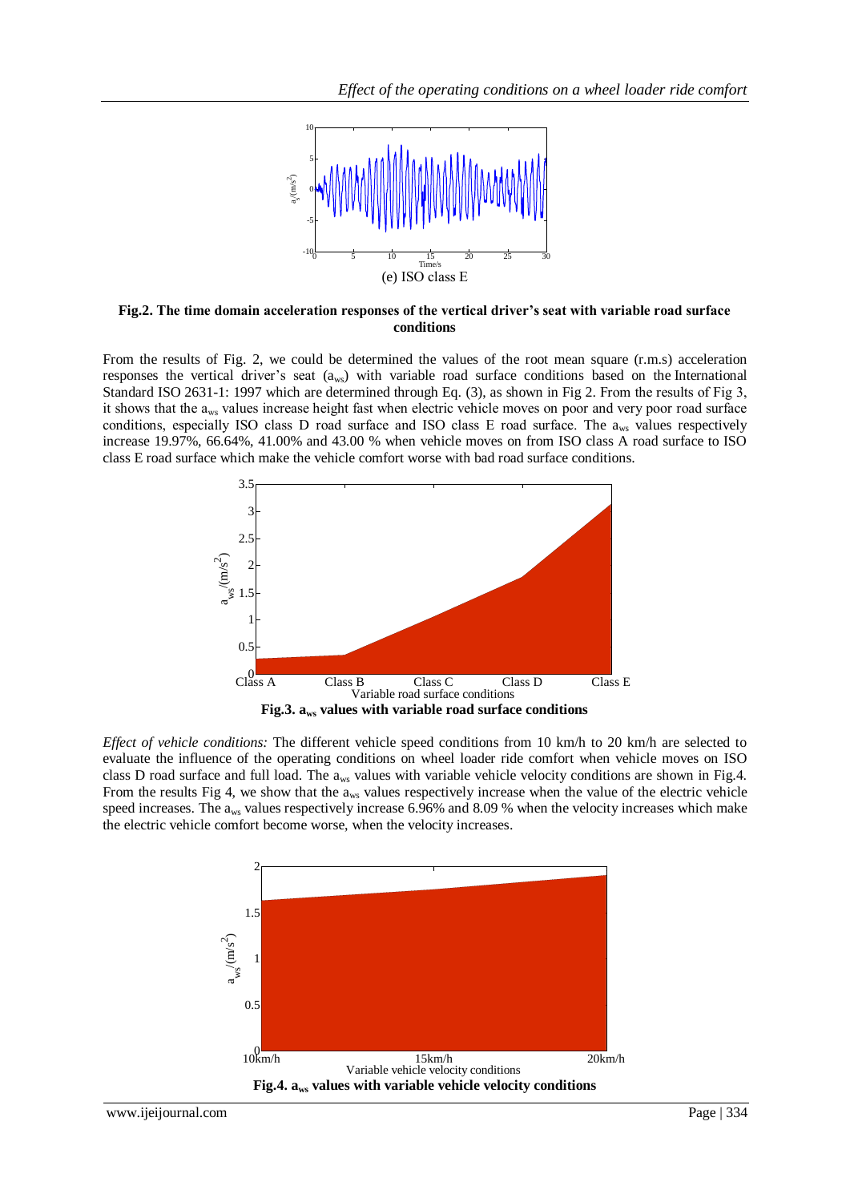(e) ISO class E

**Fig.2. The time domain acceleration responses of the vertical driver's seat with variable road surface conditions**

From the results of Fig. 2, we could be determined the values of the root mean square (r.m.s) acceleration responses the vertical driver's seat ($a_{ws}$) with variable road surface conditions based on the International Standard ISO 2631-1: 1997 which are determined through Eq. (3), as shown in Fig 2. From the results of Fig 3, it shows that the $a_{ws}$ values increase height fast when electric vehicle moves on poor and very poor road surface conditions, especially ISO class D road surface and ISO class E road surface. The $a_{ws}$ values respectively increase 19.97%, 66.64%, 41.00% and 43.00 % when vehicle moves on from ISO class A road surface to ISO class E road surface which make the vehicle comfort worse with bad road surface conditions.

**Fig.3. $a_{ws}$ values with variable road surface conditions**

*Effect of vehicle conditions:* The different vehicle speed conditions from 10 km/h to 20 km/h are selected to evaluate the influence of the operating conditions on wheel loader ride comfort when vehicle moves on ISO class D road surface and full load. The $a_{ws}$ values with variable vehicle velocity conditions are shown in Fig.4. From the results Fig 4, we show that the $a_{ws}$ values respectively increase when the value of the electric vehicle speed increases. The $a_{ws}$ values respectively increase 6.96% and 8.09 % when the velocity increases which make the electric vehicle comfort become worse, when the velocity increases.

**Fig.4. $a_{ws}$ values with variable vehicle velocity conditions**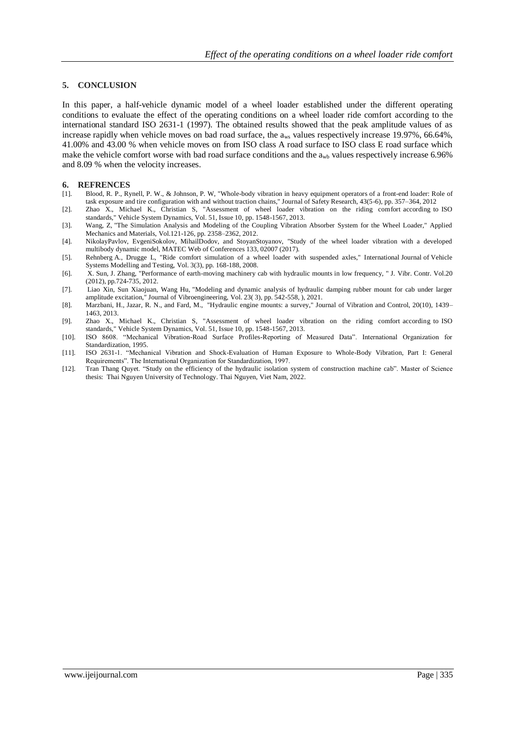## 5. CONCLUSION

In this paper, a half-vehicle dynamic model of a wheel loader established under the different operating conditions to evaluate the effect of the operating conditions on a wheel loader ride comfort according to the international standard ISO 2631-1 (1997). The obtained results showed that the peak amplitude values of as increase rapidly when vehicle moves on bad road surface, the $a_{ws}$ values respectively increase 19.97%, 66.64%, 41.00% and 43.00 % when vehicle moves on from ISO class A road surface to ISO class E road surface which make the vehicle comfort worse with bad road surface conditions and the $a_{wb}$ values respectively increase 6.96% and 8.09 % when the velocity increases.

## 6. REFRENCES

[1]. Blood, R. P., Rynell, P. W., & Johnson, P. W, "Whole-body vibration in heavy equipment operators of a front-end loader: Role of task exposure and tire configuration with and without traction chains," Journal of Safety Research, 43(5-6), pp. 357–364, 2012

[2]. Zhao X., Michael K., Christian S, "Assessment of wheel loader vibration on the riding comfort according to ISO standards," Vehicle System Dynamics, Vol. 51, Issue 10, pp. 1548-1567, 2013.

[3]. Wang, Z, "The Simulation Analysis and Modeling of the Coupling Vibration Absorber System for the Wheel Loader," Applied Mechanics and Materials, Vol.121-126, pp. 2358–2362, 2012.

[4]. NikolayPavlov, EvgeniSokolov, MihailDodov, and StoyanStoyanov, "Study of the wheel loader vibration with a developed multibody dynamic model, MATEC Web of Conferences 133, 02007 (2017).

[5]. Rehnberg A., Drugge L, "Ride comfort simulation of a wheel loader with suspended axles," International Journal of Vehicle Systems Modelling and Testing, Vol. 3(3), pp. 168-188, 2008.

[6]. X. Sun, J. Zhang, "Performance of earth-moving machinery cab with hydraulic mounts in low frequency, " J. Vibr. Contr. Vol.20 (2012), pp.724-735, 2012.

[7]. Liao Xin, Sun Xiaojuan, Wang Hu, "Modeling and dynamic analysis of hydraulic damping rubber mount for cab under larger amplitude excitation," Journal of Vibroengineering, Vol. 23( 3), pp. 542-558, ), 2021.

[8]. Marzbani, H., Jazar, R. N., and Fard, M., "Hydraulic engine mounts: a survey," Journal of Vibration and Control, 20(10), 1439–1463, 2013.

[9]. Zhao X., Michael K., Christian S, "Assessment of wheel loader vibration on the riding comfort according to ISO standards," Vehicle System Dynamics, Vol. 51, Issue 10, pp. 1548-1567, 2013.

[10]. ISO 8608. "Mechanical Vibration-Road Surface Profiles-Reporting of Measured Data". International Organization for Standardization, 1995.

[11]. ISO 2631-1. "Mechanical Vibration and Shock-Evaluation of Human Exposure to Whole-Body Vibration, Part I: General Requirements". The International Organization for Standardization, 1997.

[12]. Tran Thang Quyet. "Study on the efficiency of the hydraulic isolation system of construction machine cab". Master of Science thesis: Thai Nguyen University of Technology. Thai Nguyen, Viet Nam, 2022.